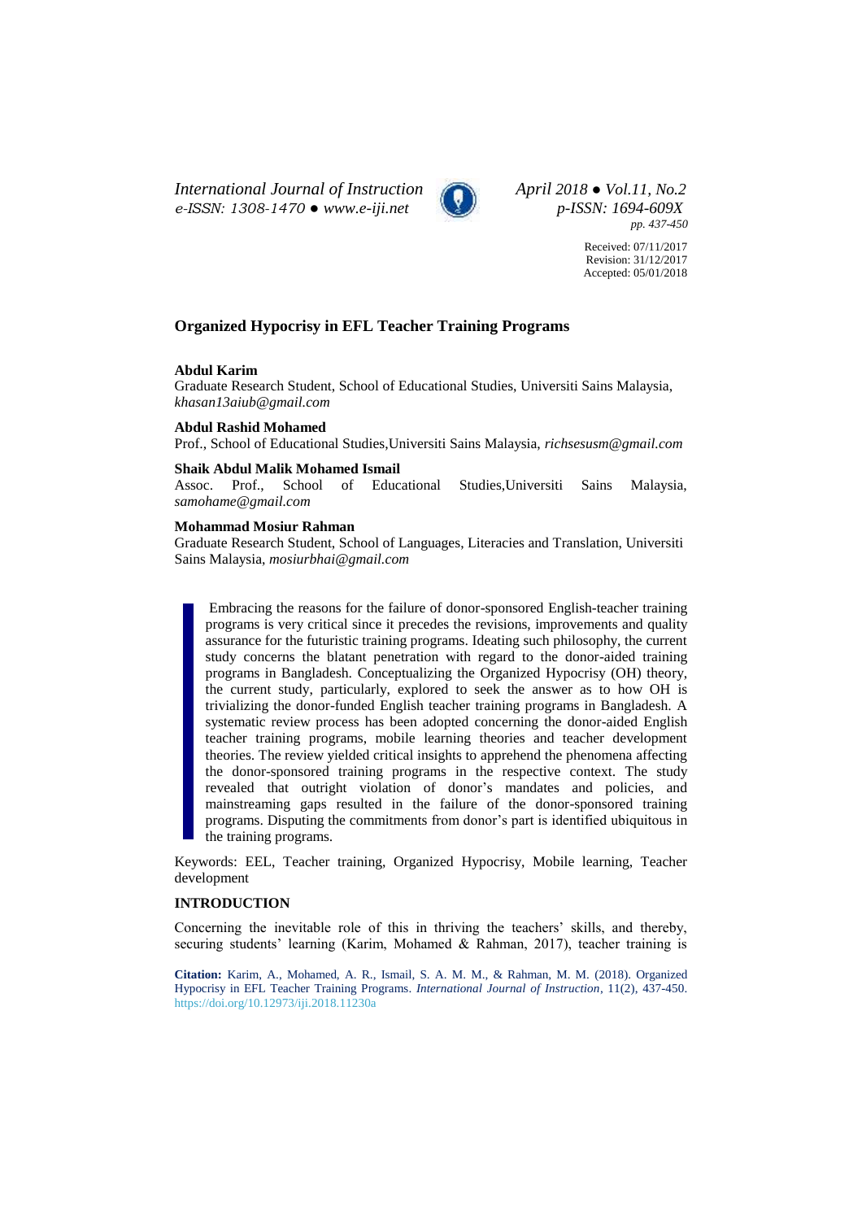*International Journal of Instruction*
*e-ISSN: 1308-1470 ● www.e-iji.net*

*April 2018 ● Vol.11, No.2*
*p-ISSN: 1694-609X*
*pp. 437-450*

Received: 07/11/2017
Revision: 31/12/2017
Accepted: 05/01/2018

# Organized Hypocrisy in EFL Teacher Training Programs

**Abdul Karim**
Graduate Research Student, School of Educational Studies, Universiti Sains Malaysia, *khasan13aiub@gmail.com*

**Abdul Rashid Mohamed**
Prof., School of Educational Studies,Universiti Sains Malaysia, *richsesusm@gmail.com*

**Shaik Abdul Malik Mohamed Ismail**
Assoc. Prof., School of Educational Studies,Universiti Sains Malaysia, *samohame@gmail.com*

**Mohammad Mosiur Rahman**
Graduate Research Student, School of Languages, Literacies and Translation, Universiti Sains Malaysia, *mosiurbhai@gmail.com*

Embracing the reasons for the failure of donor-sponsored English-teacher training programs is very critical since it precedes the revisions, improvements and quality assurance for the futuristic training programs. Ideating such philosophy, the current study concerns the blatant penetration with regard to the donor-aided training programs in Bangladesh. Conceptualizing the Organized Hypocrisy (OH) theory, the current study, particularly, explored to seek the answer as to how OH is trivializing the donor-funded English teacher training programs in Bangladesh. A systematic review process has been adopted concerning the donor-aided English teacher training programs, mobile learning theories and teacher development theories. The review yielded critical insights to apprehend the phenomena affecting the donor-sponsored training programs in the respective context. The study revealed that outright violation of donor's mandates and policies, and mainstreaming gaps resulted in the failure of the donor-sponsored training programs. Disputing the commitments from donor's part is identified ubiquitous in the training programs.

Keywords: EEL, Teacher training, Organized Hypocrisy, Mobile learning, Teacher development

## INTRODUCTION

Concerning the inevitable role of this in thriving the teachers' skills, and thereby, securing students' learning (Karim, Mohamed & Rahman, 2017), teacher training is

**Citation:** Karim, A., Mohamed, A. R., Ismail, S. A. M. M., & Rahman, M. M. (2018). Organized Hypocrisy in EFL Teacher Training Programs. *International Journal of Instruction*, 11(2), 437-450. https://doi.org/10.12973/iji.2018.11230a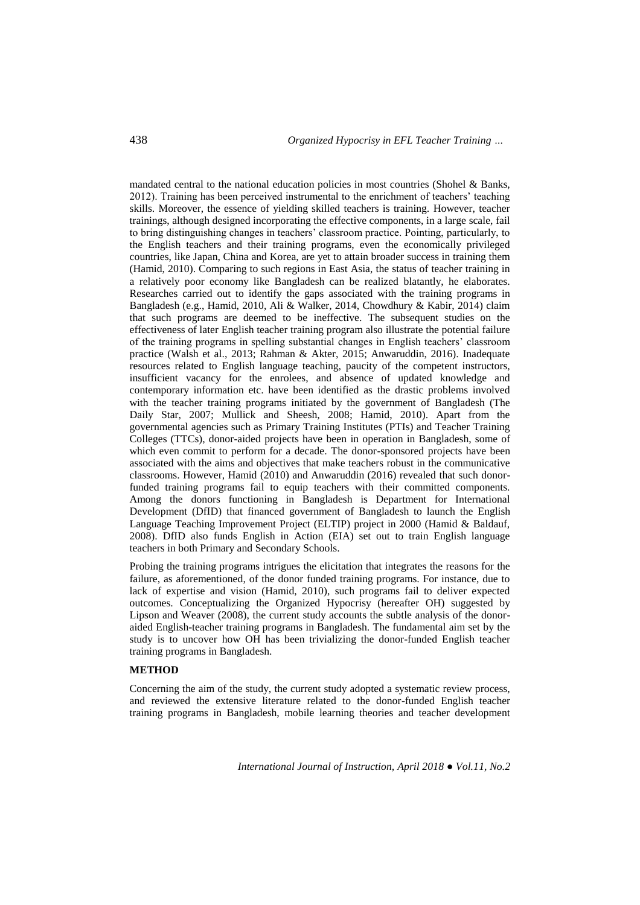mandated central to the national education policies in most countries (Shohel & Banks, 2012). Training has been perceived instrumental to the enrichment of teachers' teaching skills. Moreover, the essence of yielding skilled teachers is training. However, teacher trainings, although designed incorporating the effective components, in a large scale, fail to bring distinguishing changes in teachers' classroom practice. Pointing, particularly, to the English teachers and their training programs, even the economically privileged countries, like Japan, China and Korea, are yet to attain broader success in training them (Hamid, 2010). Comparing to such regions in East Asia, the status of teacher training in a relatively poor economy like Bangladesh can be realized blatantly, he elaborates. Researches carried out to identify the gaps associated with the training programs in Bangladesh (e.g., Hamid, 2010, Ali & Walker, 2014, Chowdhury & Kabir, 2014) claim that such programs are deemed to be ineffective. The subsequent studies on the effectiveness of later English teacher training program also illustrate the potential failure of the training programs in spelling substantial changes in English teachers' classroom practice (Walsh et al., 2013; Rahman & Akter, 2015; Anwaruddin, 2016). Inadequate resources related to English language teaching, paucity of the competent instructors, insufficient vacancy for the enrolees, and absence of updated knowledge and contemporary information etc. have been identified as the drastic problems involved with the teacher training programs initiated by the government of Bangladesh (The Daily Star, 2007; Mullick and Sheesh, 2008; Hamid, 2010). Apart from the governmental agencies such as Primary Training Institutes (PTIs) and Teacher Training Colleges (TTCs), donor-aided projects have been in operation in Bangladesh, some of which even commit to perform for a decade. The donor-sponsored projects have been associated with the aims and objectives that make teachers robust in the communicative classrooms. However, Hamid (2010) and Anwaruddin (2016) revealed that such donor-funded training programs fail to equip teachers with their committed components. Among the donors functioning in Bangladesh is Department for International Development (DfID) that financed government of Bangladesh to launch the English Language Teaching Improvement Project (ELTIP) project in 2000 (Hamid & Baldauf, 2008). DfID also funds English in Action (EIA) set out to train English language teachers in both Primary and Secondary Schools.

Probing the training programs intrigues the elicitation that integrates the reasons for the failure, as aforementioned, of the donor funded training programs. For instance, due to lack of expertise and vision (Hamid, 2010), such programs fail to deliver expected outcomes. Conceptualizing the Organized Hypocrisy (hereafter OH) suggested by Lipson and Weaver (2008), the current study accounts the subtle analysis of the donor-aided English-teacher training programs in Bangladesh. The fundamental aim set by the study is to uncover how OH has been trivializing the donor-funded English teacher training programs in Bangladesh.

## METHOD

Concerning the aim of the study, the current study adopted a systematic review process, and reviewed the extensive literature related to the donor-funded English teacher training programs in Bangladesh, mobile learning theories and teacher development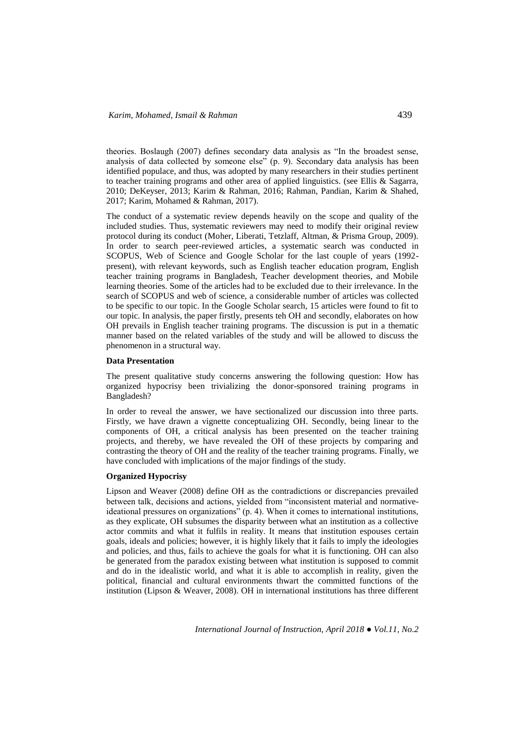theories. Boslaugh (2007) defines secondary data analysis as "In the broadest sense, analysis of data collected by someone else" (p. 9). Secondary data analysis has been identified populace, and thus, was adopted by many researchers in their studies pertinent to teacher training programs and other area of applied linguistics. (see Ellis & Sagarra, 2010; DeKeyser, 2013; Karim & Rahman, 2016; Rahman, Pandian, Karim & Shahed, 2017; Karim, Mohamed & Rahman, 2017).

The conduct of a systematic review depends heavily on the scope and quality of the included studies. Thus, systematic reviewers may need to modify their original review protocol during its conduct (Moher, Liberati, Tetzlaff, Altman, & Prisma Group, 2009). In order to search peer-reviewed articles, a systematic search was conducted in SCOPUS, Web of Science and Google Scholar for the last couple of years (1992-present), with relevant keywords, such as English teacher education program, English teacher training programs in Bangladesh, Teacher development theories, and Mobile learning theories. Some of the articles had to be excluded due to their irrelevance. In the search of SCOPUS and web of science, a considerable number of articles was collected to be specific to our topic. In the Google Scholar search, 15 articles were found to fit to our topic. In analysis, the paper firstly, presents teh OH and secondly, elaborates on how OH prevails in English teacher training programs. The discussion is put in a thematic manner based on the related variables of the study and will be allowed to discuss the phenomenon in a structural way.

**Data Presentation**

The present qualitative study concerns answering the following question: How has organized hypocrisy been trivializing the donor-sponsored training programs in Bangladesh?

In order to reveal the answer, we have sectionalized our discussion into three parts. Firstly, we have drawn a vignette conceptualizing OH. Secondly, being linear to the components of OH, a critical analysis has been presented on the teacher training projects, and thereby, we have revealed the OH of these projects by comparing and contrasting the theory of OH and the reality of the teacher training programs. Finally, we have concluded with implications of the major findings of the study.

**Organized Hypocrisy**

Lipson and Weaver (2008) define OH as the contradictions or discrepancies prevailed between talk, decisions and actions, yielded from "inconsistent material and normative-ideational pressures on organizations" (p. 4). When it comes to international institutions, as they explicate, OH subsumes the disparity between what an institution as a collective actor commits and what it fulfils in reality. It means that institution espouses certain goals, ideals and policies; however, it is highly likely that it fails to imply the ideologies and policies, and thus, fails to achieve the goals for what it is functioning. OH can also be generated from the paradox existing between what institution is supposed to commit and do in the idealistic world, and what it is able to accomplish in reality, given the political, financial and cultural environments thwart the committed functions of the institution (Lipson & Weaver, 2008). OH in international institutions has three different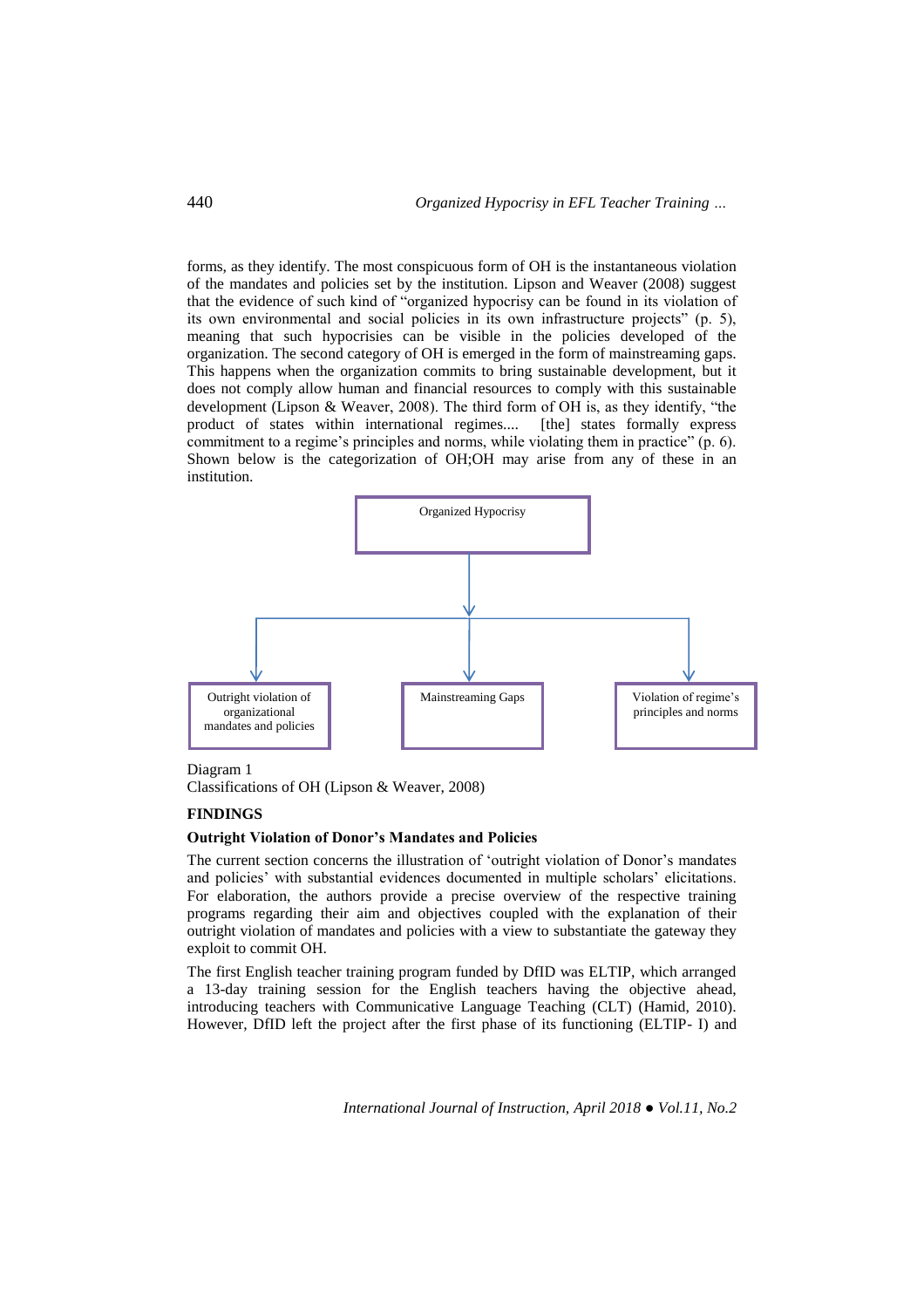forms, as they identify. The most conspicuous form of OH is the instantaneous violation of the mandates and policies set by the institution. Lipson and Weaver (2008) suggest that the evidence of such kind of "organized hypocrisy can be found in its violation of its own environmental and social policies in its own infrastructure projects" (p. 5), meaning that such hypocrisies can be visible in the policies developed of the organization. The second category of OH is emerged in the form of mainstreaming gaps. This happens when the organization commits to bring sustainable development, but it does not comply allow human and financial resources to comply with this sustainable development (Lipson & Weaver, 2008). The third form of OH is, as they identify, "the product of states within international regimes.... [the] states formally express commitment to a regime's principles and norms, while violating them in practice" (p. 6). Shown below is the categorization of OH;OH may arise from any of these in an institution.

Organized Hypocrisy

Outright violation of organizational mandates and policies

Mainstreaming Gaps

Violation of regime's principles and norms

Diagram 1
Classifications of OH (Lipson & Weaver, 2008)

## FINDINGS

### Outright Violation of Donor's Mandates and Policies

The current section concerns the illustration of 'outright violation of Donor's mandates and policies' with substantial evidences documented in multiple scholars' elicitations. For elaboration, the authors provide a precise overview of the respective training programs regarding their aim and objectives coupled with the explanation of their outright violation of mandates and policies with a view to substantiate the gateway they exploit to commit OH.

The first English teacher training program funded by DfID was ELTIP, which arranged a 13-day training session for the English teachers having the objective ahead, introducing teachers with Communicative Language Teaching (CLT) (Hamid, 2010). However, DfID left the project after the first phase of its functioning (ELTIP- I) and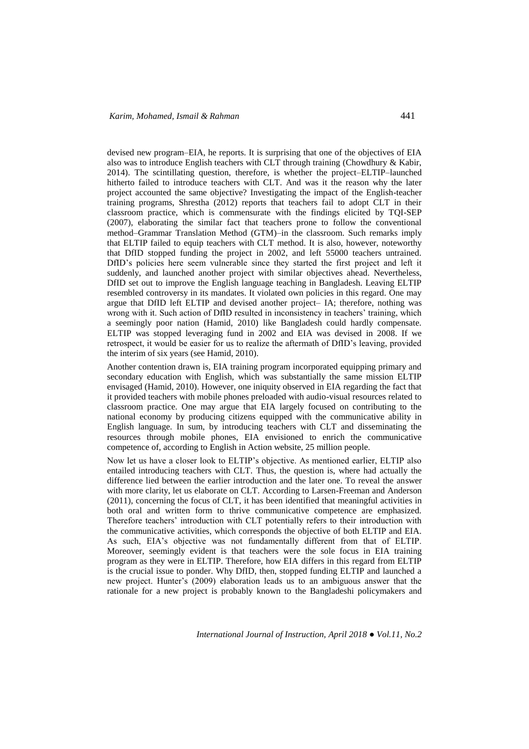devised new program–EIA, he reports. It is surprising that one of the objectives of EIA also was to introduce English teachers with CLT through training (Chowdhury & Kabir, 2014). The scintillating question, therefore, is whether the project–ELTIP–launched hitherto failed to introduce teachers with CLT. And was it the reason why the later project accounted the same objective? Investigating the impact of the English-teacher training programs, Shrestha (2012) reports that teachers fail to adopt CLT in their classroom practice, which is commensurate with the findings elicited by TQI-SEP (2007), elaborating the similar fact that teachers prone to follow the conventional method–Grammar Translation Method (GTM)–in the classroom. Such remarks imply that ELTIP failed to equip teachers with CLT method. It is also, however, noteworthy that DfID stopped funding the project in 2002, and left 55000 teachers untrained. DfID's policies here seem vulnerable since they started the first project and left it suddenly, and launched another project with similar objectives ahead. Nevertheless, DfID set out to improve the English language teaching in Bangladesh. Leaving ELTIP resembled controversy in its mandates. It violated own policies in this regard. One may argue that DfID left ELTIP and devised another project– IA; therefore, nothing was wrong with it. Such action of DfID resulted in inconsistency in teachers' training, which a seemingly poor nation (Hamid, 2010) like Bangladesh could hardly compensate. ELTIP was stopped leveraging fund in 2002 and EIA was devised in 2008. If we retrospect, it would be easier for us to realize the aftermath of DfID's leaving, provided the interim of six years (see Hamid, 2010).

Another contention drawn is, EIA training program incorporated equipping primary and secondary education with English, which was substantially the same mission ELTIP envisaged (Hamid, 2010). However, one iniquity observed in EIA regarding the fact that it provided teachers with mobile phones preloaded with audio-visual resources related to classroom practice. One may argue that EIA largely focused on contributing to the national economy by producing citizens equipped with the communicative ability in English language. In sum, by introducing teachers with CLT and disseminating the resources through mobile phones, EIA envisioned to enrich the communicative competence of, according to English in Action website, 25 million people.

Now let us have a closer look to ELTIP's objective. As mentioned earlier, ELTIP also entailed introducing teachers with CLT. Thus, the question is, where had actually the difference lied between the earlier introduction and the later one. To reveal the answer with more clarity, let us elaborate on CLT. According to Larsen-Freeman and Anderson (2011), concerning the focus of CLT, it has been identified that meaningful activities in both oral and written form to thrive communicative competence are emphasized. Therefore teachers' introduction with CLT potentially refers to their introduction with the communicative activities, which corresponds the objective of both ELTIP and EIA. As such, EIA's objective was not fundamentally different from that of ELTIP. Moreover, seemingly evident is that teachers were the sole focus in EIA training program as they were in ELTIP. Therefore, how EIA differs in this regard from ELTIP is the crucial issue to ponder. Why DfID, then, stopped funding ELTIP and launched a new project. Hunter's (2009) elaboration leads us to an ambiguous answer that the rationale for a new project is probably known to the Bangladeshi policymakers and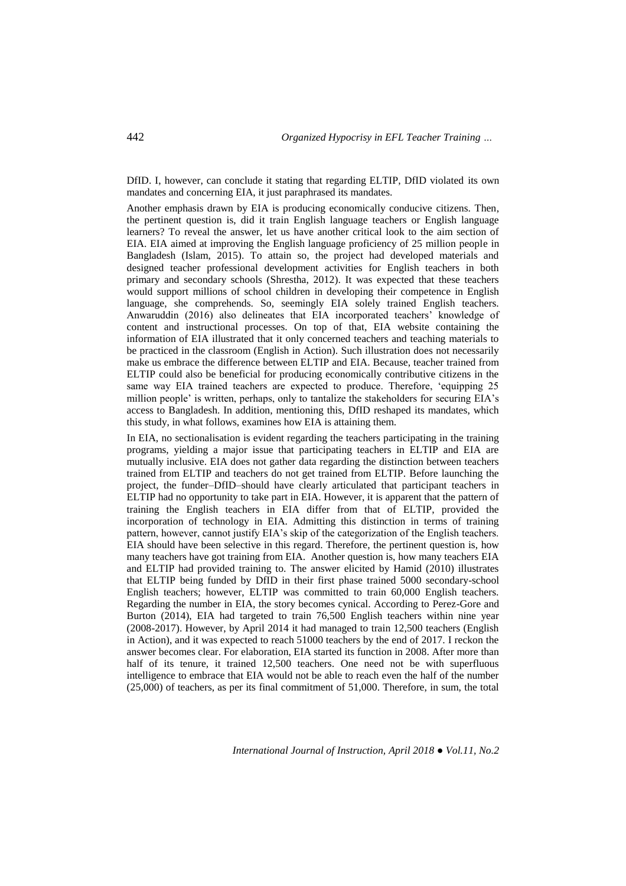DfID. I, however, can conclude it stating that regarding ELTIP, DfID violated its own mandates and concerning EIA, it just paraphrased its mandates.

Another emphasis drawn by EIA is producing economically conducive citizens. Then, the pertinent question is, did it train English language teachers or English language learners? To reveal the answer, let us have another critical look to the aim section of EIA. EIA aimed at improving the English language proficiency of 25 million people in Bangladesh (Islam, 2015). To attain so, the project had developed materials and designed teacher professional development activities for English teachers in both primary and secondary schools (Shrestha, 2012). It was expected that these teachers would support millions of school children in developing their competence in English language, she comprehends. So, seemingly EIA solely trained English teachers. Anwaruddin (2016) also delineates that EIA incorporated teachers' knowledge of content and instructional processes. On top of that, EIA website containing the information of EIA illustrated that it only concerned teachers and teaching materials to be practiced in the classroom (English in Action). Such illustration does not necessarily make us embrace the difference between ELTIP and EIA. Because, teacher trained from ELTIP could also be beneficial for producing economically contributive citizens in the same way EIA trained teachers are expected to produce. Therefore, 'equipping 25 million people' is written, perhaps, only to tantalize the stakeholders for securing EIA's access to Bangladesh. In addition, mentioning this, DfID reshaped its mandates, which this study, in what follows, examines how EIA is attaining them.

In EIA, no sectionalisation is evident regarding the teachers participating in the training programs, yielding a major issue that participating teachers in ELTIP and EIA are mutually inclusive. EIA does not gather data regarding the distinction between teachers trained from ELTIP and teachers do not get trained from ELTIP. Before launching the project, the funder–DfID–should have clearly articulated that participant teachers in ELTIP had no opportunity to take part in EIA. However, it is apparent that the pattern of training the English teachers in EIA differ from that of ELTIP, provided the incorporation of technology in EIA. Admitting this distinction in terms of training pattern, however, cannot justify EIA's skip of the categorization of the English teachers. EIA should have been selective in this regard. Therefore, the pertinent question is, how many teachers have got training from EIA. Another question is, how many teachers EIA and ELTIP had provided training to. The answer elicited by Hamid (2010) illustrates that ELTIP being funded by DfID in their first phase trained 5000 secondary-school English teachers; however, ELTIP was committed to train 60,000 English teachers. Regarding the number in EIA, the story becomes cynical. According to Perez-Gore and Burton (2014), EIA had targeted to train 76,500 English teachers within nine year (2008-2017). However, by April 2014 it had managed to train 12,500 teachers (English in Action), and it was expected to reach 51000 teachers by the end of 2017. I reckon the answer becomes clear. For elaboration, EIA started its function in 2008. After more than half of its tenure, it trained 12,500 teachers. One need not be with superfluous intelligence to embrace that EIA would not be able to reach even the half of the number (25,000) of teachers, as per its final commitment of 51,000. Therefore, in sum, the total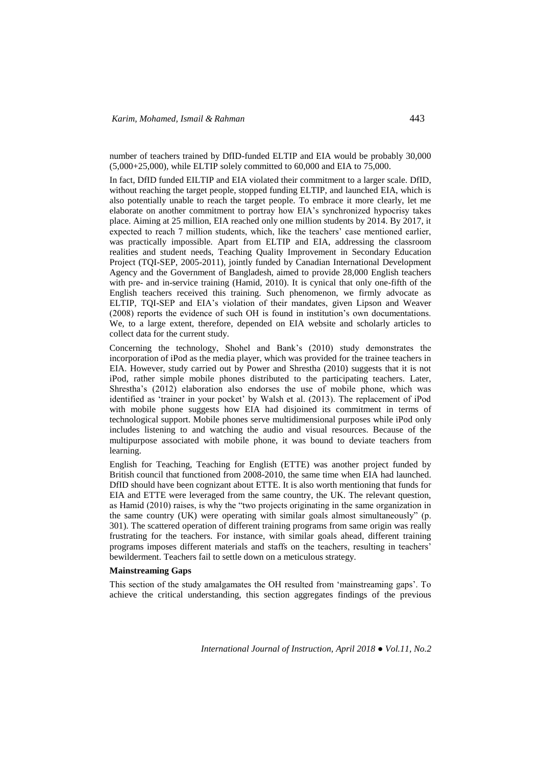number of teachers trained by DfID-funded ELTIP and EIA would be probably 30,000 (5,000+25,000), while ELTIP solely committed to 60,000 and EIA to 75,000.

In fact, DfID funded EILTIP and EIA violated their commitment to a larger scale. DfID, without reaching the target people, stopped funding ELTIP, and launched EIA, which is also potentially unable to reach the target people. To embrace it more clearly, let me elaborate on another commitment to portray how EIA's synchronized hypocrisy takes place. Aiming at 25 million, EIA reached only one million students by 2014. By 2017, it expected to reach 7 million students, which, like the teachers' case mentioned earlier, was practically impossible. Apart from ELTIP and EIA, addressing the classroom realities and student needs, Teaching Quality Improvement in Secondary Education Project (TQI-SEP, 2005-2011), jointly funded by Canadian International Development Agency and the Government of Bangladesh, aimed to provide 28,000 English teachers with pre- and in-service training (Hamid, 2010). It is cynical that only one-fifth of the English teachers received this training. Such phenomenon, we firmly advocate as ELTIP, TQI-SEP and EIA's violation of their mandates, given Lipson and Weaver (2008) reports the evidence of such OH is found in institution's own documentations. We, to a large extent, therefore, depended on EIA website and scholarly articles to collect data for the current study.

Concerning the technology, Shohel and Bank's (2010) study demonstrates the incorporation of iPod as the media player, which was provided for the trainee teachers in EIA. However, study carried out by Power and Shrestha (2010) suggests that it is not iPod, rather simple mobile phones distributed to the participating teachers. Later, Shrestha's (2012) elaboration also endorses the use of mobile phone, which was identified as 'trainer in your pocket' by Walsh et al. (2013). The replacement of iPod with mobile phone suggests how EIA had disjoined its commitment in terms of technological support. Mobile phones serve multidimensional purposes while iPod only includes listening to and watching the audio and visual resources. Because of the multipurpose associated with mobile phone, it was bound to deviate teachers from learning.

English for Teaching, Teaching for English (ETTE) was another project funded by British council that functioned from 2008-2010, the same time when EIA had launched. DfID should have been cognizant about ETTE. It is also worth mentioning that funds for EIA and ETTE were leveraged from the same country, the UK. The relevant question, as Hamid (2010) raises, is why the "two projects originating in the same organization in the same country (UK) were operating with similar goals almost simultaneously" (p. 301). The scattered operation of different training programs from same origin was really frustrating for the teachers. For instance, with similar goals ahead, different training programs imposes different materials and staffs on the teachers, resulting in teachers' bewilderment. Teachers fail to settle down on a meticulous strategy.

**Mainstreaming Gaps**

This section of the study amalgamates the OH resulted from 'mainstreaming gaps'. To achieve the critical understanding, this section aggregates findings of the previous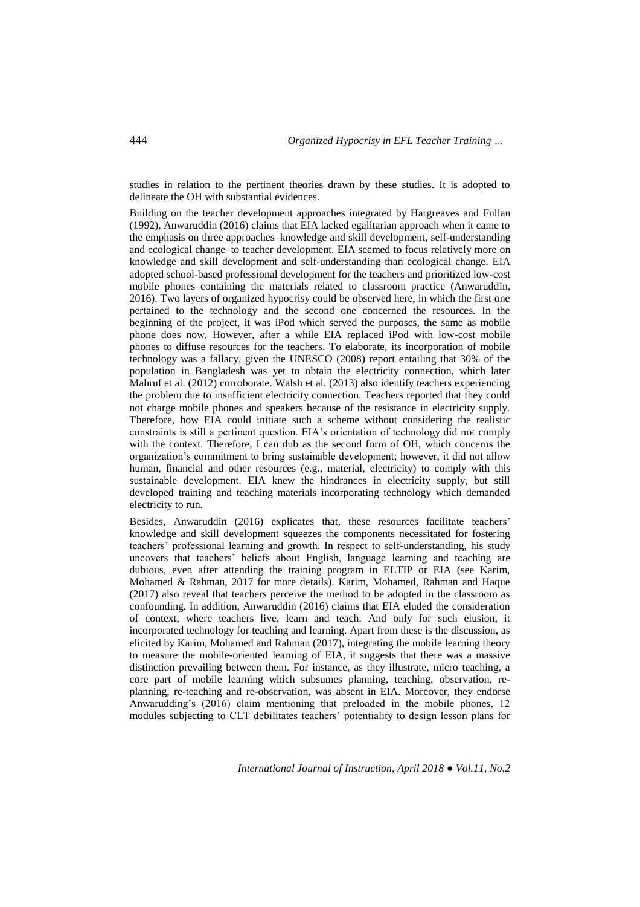studies in relation to the pertinent theories drawn by these studies. It is adopted to delineate the OH with substantial evidences.

Building on the teacher development approaches integrated by Hargreaves and Fullan (1992), Anwaruddin (2016) claims that EIA lacked egalitarian approach when it came to the emphasis on three approaches–knowledge and skill development, self-understanding and ecological change–to teacher development. EIA seemed to focus relatively more on knowledge and skill development and self-understanding than ecological change. EIA adopted school-based professional development for the teachers and prioritized low-cost mobile phones containing the materials related to classroom practice (Anwaruddin, 2016). Two layers of organized hypocrisy could be observed here, in which the first one pertained to the technology and the second one concerned the resources. In the beginning of the project, it was iPod which served the purposes, the same as mobile phone does now. However, after a while EIA replaced iPod with low-cost mobile phones to diffuse resources for the teachers. To elaborate, its incorporation of mobile technology was a fallacy, given the UNESCO (2008) report entailing that 30% of the population in Bangladesh was yet to obtain the electricity connection, which later Mahruf et al. (2012) corroborate. Walsh et al. (2013) also identify teachers experiencing the problem due to insufficient electricity connection. Teachers reported that they could not charge mobile phones and speakers because of the resistance in electricity supply. Therefore, how EIA could initiate such a scheme without considering the realistic constraints is still a pertinent question. EIA's orientation of technology did not comply with the context. Therefore, I can dub as the second form of OH, which concerns the organization's commitment to bring sustainable development; however, it did not allow human, financial and other resources (e.g., material, electricity) to comply with this sustainable development. EIA knew the hindrances in electricity supply, but still developed training and teaching materials incorporating technology which demanded electricity to run.

Besides, Anwaruddin (2016) explicates that, these resources facilitate teachers' knowledge and skill development squeezes the components necessitated for fostering teachers' professional learning and growth. In respect to self-understanding, his study uncovers that teachers' beliefs about English, language learning and teaching are dubious, even after attending the training program in ELTIP or EIA (see Karim, Mohamed & Rahman, 2017 for more details). Karim, Mohamed, Rahman and Haque (2017) also reveal that teachers perceive the method to be adopted in the classroom as confounding. In addition, Anwaruddin (2016) claims that EIA eluded the consideration of context, where teachers live, learn and teach. And only for such elusion, it incorporated technology for teaching and learning. Apart from these is the discussion, as elicited by Karim, Mohamed and Rahman (2017), integrating the mobile learning theory to measure the mobile-oriented learning of EIA, it suggests that there was a massive distinction prevailing between them. For instance, as they illustrate, micro teaching, a core part of mobile learning which subsumes planning, teaching, observation, re-planning, re-teaching and re-observation, was absent in EIA. Moreover, they endorse Anwarudding's (2016) claim mentioning that preloaded in the mobile phones, 12 modules subjecting to CLT debilitates teachers' potentiality to design lesson plans for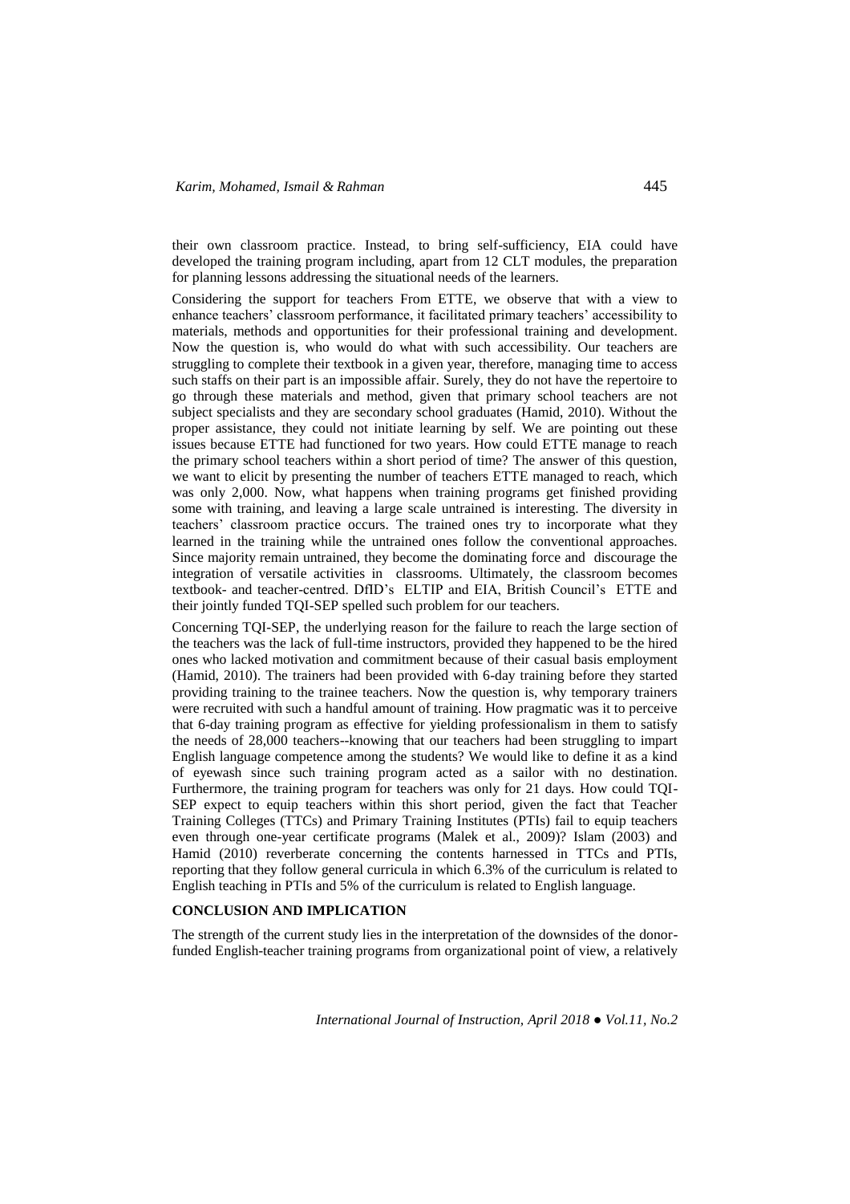their own classroom practice. Instead, to bring self-sufficiency, EIA could have developed the training program including, apart from 12 CLT modules, the preparation for planning lessons addressing the situational needs of the learners.

Considering the support for teachers From ETTE, we observe that with a view to enhance teachers' classroom performance, it facilitated primary teachers' accessibility to materials, methods and opportunities for their professional training and development. Now the question is, who would do what with such accessibility. Our teachers are struggling to complete their textbook in a given year, therefore, managing time to access such staffs on their part is an impossible affair. Surely, they do not have the repertoire to go through these materials and method, given that primary school teachers are not subject specialists and they are secondary school graduates (Hamid, 2010). Without the proper assistance, they could not initiate learning by self. We are pointing out these issues because ETTE had functioned for two years. How could ETTE manage to reach the primary school teachers within a short period of time? The answer of this question, we want to elicit by presenting the number of teachers ETTE managed to reach, which was only 2,000. Now, what happens when training programs get finished providing some with training, and leaving a large scale untrained is interesting. The diversity in teachers' classroom practice occurs. The trained ones try to incorporate what they learned in the training while the untrained ones follow the conventional approaches. Since majority remain untrained, they become the dominating force and discourage the integration of versatile activities in classrooms. Ultimately, the classroom becomes textbook- and teacher-centred. DfID's ELTIP and EIA, British Council's ETTE and their jointly funded TQI-SEP spelled such problem for our teachers.

Concerning TQI-SEP, the underlying reason for the failure to reach the large section of the teachers was the lack of full-time instructors, provided they happened to be the hired ones who lacked motivation and commitment because of their casual basis employment (Hamid, 2010). The trainers had been provided with 6-day training before they started providing training to the trainee teachers. Now the question is, why temporary trainers were recruited with such a handful amount of training. How pragmatic was it to perceive that 6-day training program as effective for yielding professionalism in them to satisfy the needs of 28,000 teachers--knowing that our teachers had been struggling to impart English language competence among the students? We would like to define it as a kind of eyewash since such training program acted as a sailor with no destination. Furthermore, the training program for teachers was only for 21 days. How could TQI-SEP expect to equip teachers within this short period, given the fact that Teacher Training Colleges (TTCs) and Primary Training Institutes (PTIs) fail to equip teachers even through one-year certificate programs (Malek et al., 2009)? Islam (2003) and Hamid (2010) reverberate concerning the contents harnessed in TTCs and PTIs, reporting that they follow general curricula in which 6.3% of the curriculum is related to English teaching in PTIs and 5% of the curriculum is related to English language.

## CONCLUSION AND IMPLICATION

The strength of the current study lies in the interpretation of the downsides of the donor-funded English-teacher training programs from organizational point of view, a relatively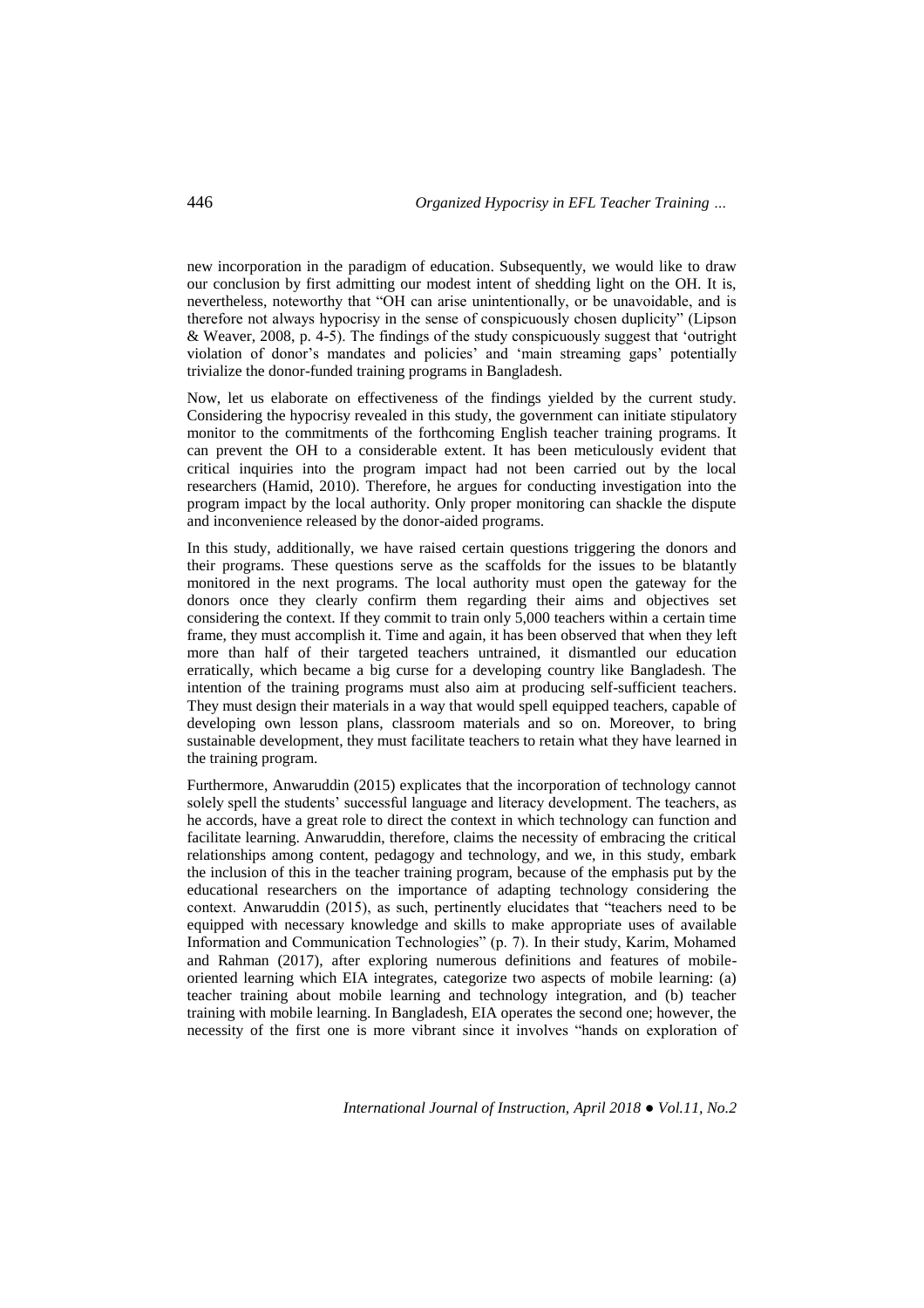new incorporation in the paradigm of education. Subsequently, we would like to draw our conclusion by first admitting our modest intent of shedding light on the OH. It is, nevertheless, noteworthy that "OH can arise unintentionally, or be unavoidable, and is therefore not always hypocrisy in the sense of conspicuously chosen duplicity" (Lipson & Weaver, 2008, p. 4-5). The findings of the study conspicuously suggest that 'outright violation of donor's mandates and policies' and 'main streaming gaps' potentially trivialize the donor-funded training programs in Bangladesh.

Now, let us elaborate on effectiveness of the findings yielded by the current study. Considering the hypocrisy revealed in this study, the government can initiate stipulatory monitor to the commitments of the forthcoming English teacher training programs. It can prevent the OH to a considerable extent. It has been meticulously evident that critical inquiries into the program impact had not been carried out by the local researchers (Hamid, 2010). Therefore, he argues for conducting investigation into the program impact by the local authority. Only proper monitoring can shackle the dispute and inconvenience released by the donor-aided programs.

In this study, additionally, we have raised certain questions triggering the donors and their programs. These questions serve as the scaffolds for the issues to be blatantly monitored in the next programs. The local authority must open the gateway for the donors once they clearly confirm them regarding their aims and objectives set considering the context. If they commit to train only 5,000 teachers within a certain time frame, they must accomplish it. Time and again, it has been observed that when they left more than half of their targeted teachers untrained, it dismantled our education erratically, which became a big curse for a developing country like Bangladesh. The intention of the training programs must also aim at producing self-sufficient teachers. They must design their materials in a way that would spell equipped teachers, capable of developing own lesson plans, classroom materials and so on. Moreover, to bring sustainable development, they must facilitate teachers to retain what they have learned in the training program.

Furthermore, Anwaruddin (2015) explicates that the incorporation of technology cannot solely spell the students' successful language and literacy development. The teachers, as he accords, have a great role to direct the context in which technology can function and facilitate learning. Anwaruddin, therefore, claims the necessity of embracing the critical relationships among content, pedagogy and technology, and we, in this study, embark the inclusion of this in the teacher training program, because of the emphasis put by the educational researchers on the importance of adapting technology considering the context. Anwaruddin (2015), as such, pertinently elucidates that "teachers need to be equipped with necessary knowledge and skills to make appropriate uses of available Information and Communication Technologies" (p. 7). In their study, Karim, Mohamed and Rahman (2017), after exploring numerous definitions and features of mobile-oriented learning which EIA integrates, categorize two aspects of mobile learning: (a) teacher training about mobile learning and technology integration, and (b) teacher training with mobile learning. In Bangladesh, EIA operates the second one; however, the necessity of the first one is more vibrant since it involves "hands on exploration of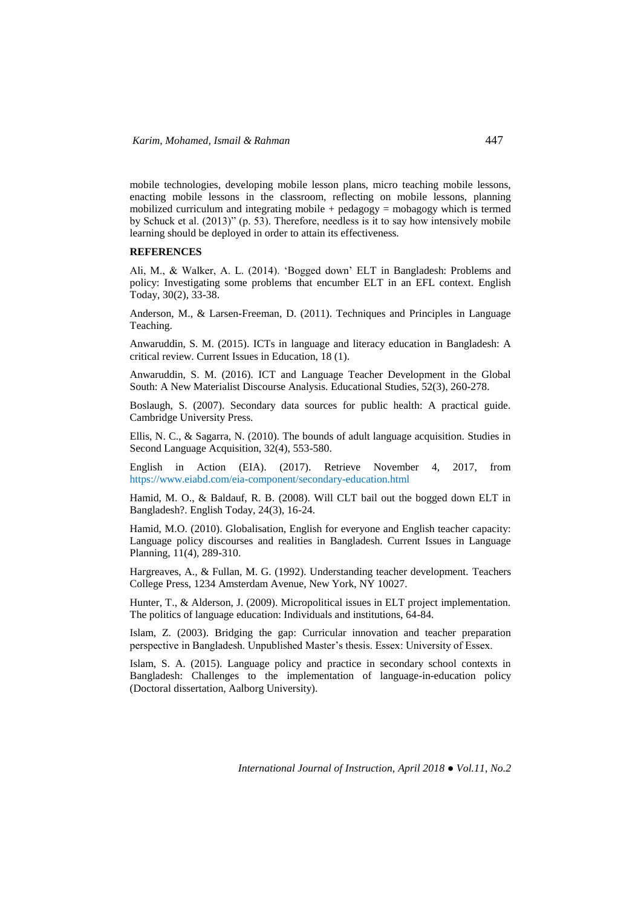mobile technologies, developing mobile lesson plans, micro teaching mobile lessons, enacting mobile lessons in the classroom, reflecting on mobile lessons, planning mobilized curriculum and integrating mobile + pedagogy = mobagogy which is termed by Schuck et al. (2013)" (p. 53). Therefore, needless is it to say how intensively mobile learning should be deployed in order to attain its effectiveness.

**REFERENCES**

Ali, M., & Walker, A. L. (2014). 'Bogged down' ELT in Bangladesh: Problems and policy: Investigating some problems that encumber ELT in an EFL context. English Today, 30(2), 33-38.

Anderson, M., & Larsen-Freeman, D. (2011). Techniques and Principles in Language Teaching.

Anwaruddin, S. M. (2015). ICTs in language and literacy education in Bangladesh: A critical review. Current Issues in Education, 18 (1).

Anwaruddin, S. M. (2016). ICT and Language Teacher Development in the Global South: A New Materialist Discourse Analysis. Educational Studies, 52(3), 260-278.

Boslaugh, S. (2007). Secondary data sources for public health: A practical guide. Cambridge University Press.

Ellis, N. C., & Sagarra, N. (2010). The bounds of adult language acquisition. Studies in Second Language Acquisition, 32(4), 553-580.

English in Action (EIA). (2017). Retrieve November 4, 2017, from https://www.eiabd.com/eia-component/secondary-education.html

Hamid, M. O., & Baldauf, R. B. (2008). Will CLT bail out the bogged down ELT in Bangladesh?. English Today, 24(3), 16-24.

Hamid, M.O. (2010). Globalisation, English for everyone and English teacher capacity: Language policy discourses and realities in Bangladesh. Current Issues in Language Planning, 11(4), 289-310.

Hargreaves, A., & Fullan, M. G. (1992). Understanding teacher development. Teachers College Press, 1234 Amsterdam Avenue, New York, NY 10027.

Hunter, T., & Alderson, J. (2009). Micropolitical issues in ELT project implementation. The politics of language education: Individuals and institutions, 64-84.

Islam, Z. (2003). Bridging the gap: Curricular innovation and teacher preparation perspective in Bangladesh. Unpublished Master's thesis. Essex: University of Essex.

Islam, S. A. (2015). Language policy and practice in secondary school contexts in Bangladesh: Challenges to the implementation of language-in-education policy (Doctoral dissertation, Aalborg University).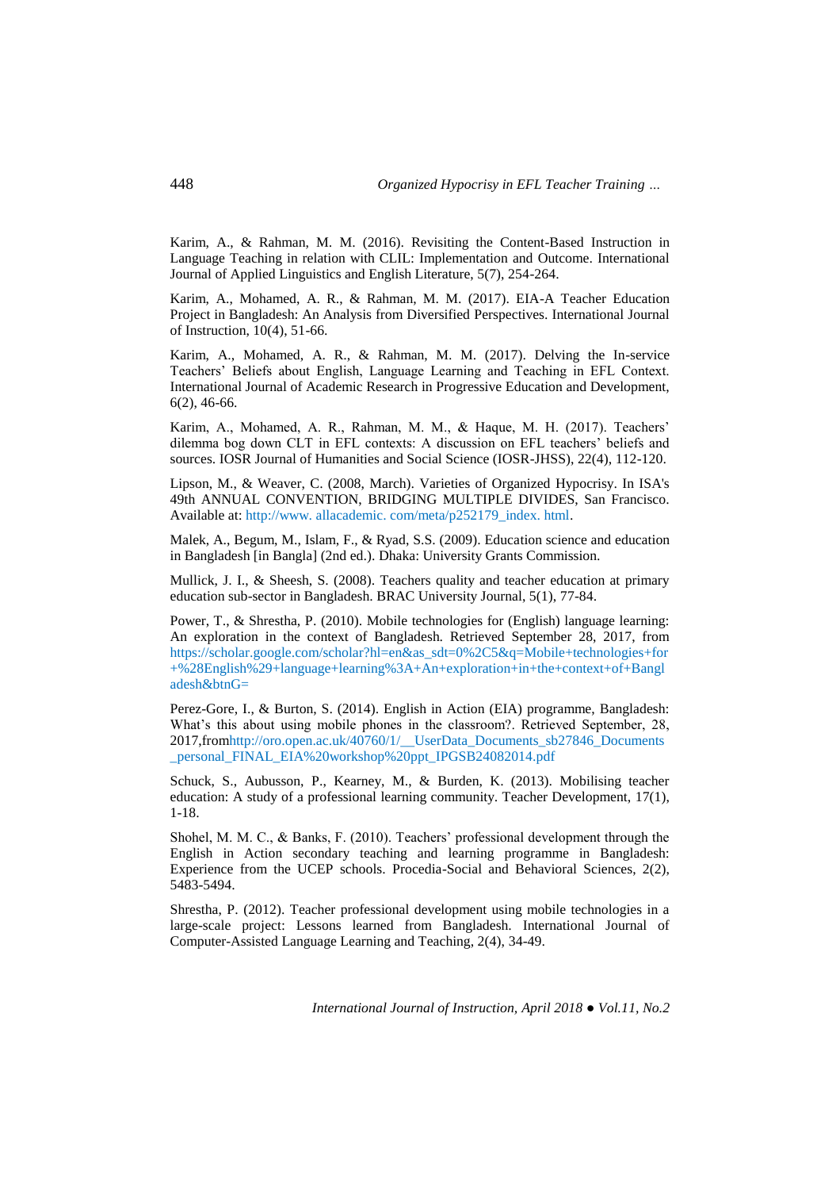Karim, A., & Rahman, M. M. (2016). Revisiting the Content-Based Instruction in Language Teaching in relation with CLIL: Implementation and Outcome. International Journal of Applied Linguistics and English Literature, 5(7), 254-264.

Karim, A., Mohamed, A. R., & Rahman, M. M. (2017). EIA-A Teacher Education Project in Bangladesh: An Analysis from Diversified Perspectives. International Journal of Instruction, 10(4), 51-66.

Karim, A., Mohamed, A. R., & Rahman, M. M. (2017). Delving the In-service Teachers' Beliefs about English, Language Learning and Teaching in EFL Context. International Journal of Academic Research in Progressive Education and Development, 6(2), 46-66.

Karim, A., Mohamed, A. R., Rahman, M. M., & Haque, M. H. (2017). Teachers' dilemma bog down CLT in EFL contexts: A discussion on EFL teachers' beliefs and sources. IOSR Journal of Humanities and Social Science (IOSR-JHSS), 22(4), 112-120.

Lipson, M., & Weaver, C. (2008, March). Varieties of Organized Hypocrisy. In ISA's 49th ANNUAL CONVENTION, BRIDGING MULTIPLE DIVIDES, San Francisco. Available at: http://www. allacademic. com/meta/p252179_index. html.

Malek, A., Begum, M., Islam, F., & Ryad, S.S. (2009). Education science and education in Bangladesh [in Bangla] (2nd ed.). Dhaka: University Grants Commission.

Mullick, J. I., & Sheesh, S. (2008). Teachers quality and teacher education at primary education sub-sector in Bangladesh. BRAC University Journal, 5(1), 77-84.

Power, T., & Shrestha, P. (2010). Mobile technologies for (English) language learning: An exploration in the context of Bangladesh. Retrieved September 28, 2017, from https://scholar.google.com/scholar?hl=en&as_sdt=0%2C5&q=Mobile+technologies+for+%28English%29+language+learning%3A+An+exploration+in+the+context+of+Bangladesh&btnG=

Perez-Gore, I., & Burton, S. (2014). English in Action (EIA) programme, Bangladesh: What's this about using mobile phones in the classroom?. Retrieved September, 28, 2017,fromhttp://oro.open.ac.uk/40760/1/__UserData_Documents_sb27846_Documents_personal_FINAL_EIA%20workshop%20ppt_IPGSB24082014.pdf

Schuck, S., Aubusson, P., Kearney, M., & Burden, K. (2013). Mobilising teacher education: A study of a professional learning community. Teacher Development, 17(1), 1-18.

Shohel, M. M. C., & Banks, F. (2010). Teachers' professional development through the English in Action secondary teaching and learning programme in Bangladesh: Experience from the UCEP schools. Procedia-Social and Behavioral Sciences, 2(2), 5483-5494.

Shrestha, P. (2012). Teacher professional development using mobile technologies in a large-scale project: Lessons learned from Bangladesh. International Journal of Computer-Assisted Language Learning and Teaching, 2(4), 34-49.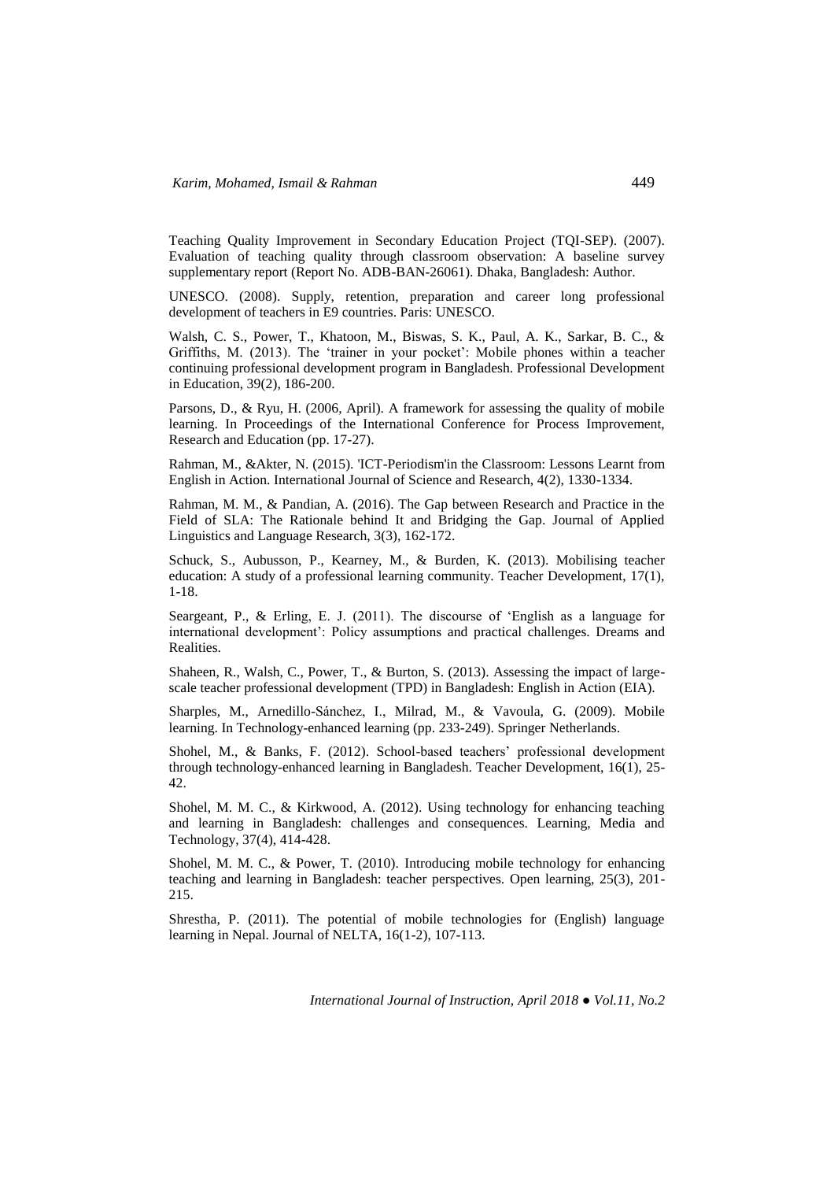Teaching Quality Improvement in Secondary Education Project (TQI-SEP). (2007). Evaluation of teaching quality through classroom observation: A baseline survey supplementary report (Report No. ADB-BAN-26061). Dhaka, Bangladesh: Author.

UNESCO. (2008). Supply, retention, preparation and career long professional development of teachers in E9 countries. Paris: UNESCO.

Walsh, C. S., Power, T., Khatoon, M., Biswas, S. K., Paul, A. K., Sarkar, B. C., & Griffiths, M. (2013). The 'trainer in your pocket': Mobile phones within a teacher continuing professional development program in Bangladesh. Professional Development in Education, 39(2), 186-200.

Parsons, D., & Ryu, H. (2006, April). A framework for assessing the quality of mobile learning. In Proceedings of the International Conference for Process Improvement, Research and Education (pp. 17-27).

Rahman, M., &Akter, N. (2015). 'ICT-Periodism'in the Classroom: Lessons Learnt from English in Action. International Journal of Science and Research, 4(2), 1330-1334.

Rahman, M. M., & Pandian, A. (2016). The Gap between Research and Practice in the Field of SLA: The Rationale behind It and Bridging the Gap. Journal of Applied Linguistics and Language Research, 3(3), 162-172.

Schuck, S., Aubusson, P., Kearney, M., & Burden, K. (2013). Mobilising teacher education: A study of a professional learning community. Teacher Development, 17(1), 1-18.

Seargeant, P., & Erling, E. J. (2011). The discourse of 'English as a language for international development': Policy assumptions and practical challenges. Dreams and Realities.

Shaheen, R., Walsh, C., Power, T., & Burton, S. (2013). Assessing the impact of large-scale teacher professional development (TPD) in Bangladesh: English in Action (EIA).

Sharples, M., Arnedillo-Sánchez, I., Milrad, M., & Vavoula, G. (2009). Mobile learning. In Technology-enhanced learning (pp. 233-249). Springer Netherlands.

Shohel, M., & Banks, F. (2012). School-based teachers' professional development through technology-enhanced learning in Bangladesh. Teacher Development, 16(1), 25-42.

Shohel, M. M. C., & Kirkwood, A. (2012). Using technology for enhancing teaching and learning in Bangladesh: challenges and consequences. Learning, Media and Technology, 37(4), 414-428.

Shohel, M. M. C., & Power, T. (2010). Introducing mobile technology for enhancing teaching and learning in Bangladesh: teacher perspectives. Open learning, 25(3), 201-215.

Shrestha, P. (2011). The potential of mobile technologies for (English) language learning in Nepal. Journal of NELTA, 16(1-2), 107-113.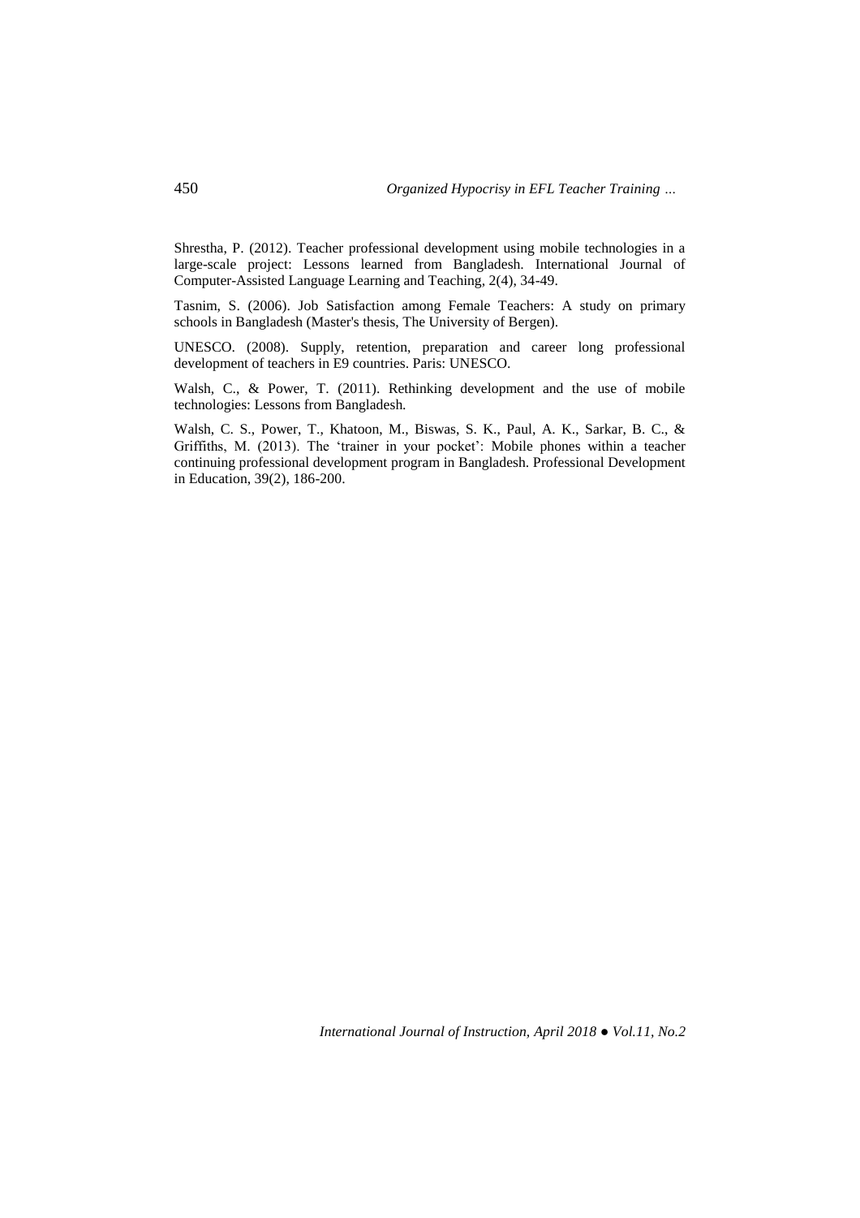Shrestha, P. (2012). Teacher professional development using mobile technologies in a large-scale project: Lessons learned from Bangladesh. International Journal of Computer-Assisted Language Learning and Teaching, 2(4), 34-49.

Tasnim, S. (2006). Job Satisfaction among Female Teachers: A study on primary schools in Bangladesh (Master's thesis, The University of Bergen).

UNESCO. (2008). Supply, retention, preparation and career long professional development of teachers in E9 countries. Paris: UNESCO.

Walsh, C., & Power, T. (2011). Rethinking development and the use of mobile technologies: Lessons from Bangladesh.

Walsh, C. S., Power, T., Khatoon, M., Biswas, S. K., Paul, A. K., Sarkar, B. C., & Griffiths, M. (2013). The 'trainer in your pocket': Mobile phones within a teacher continuing professional development program in Bangladesh. Professional Development in Education, 39(2), 186-200.